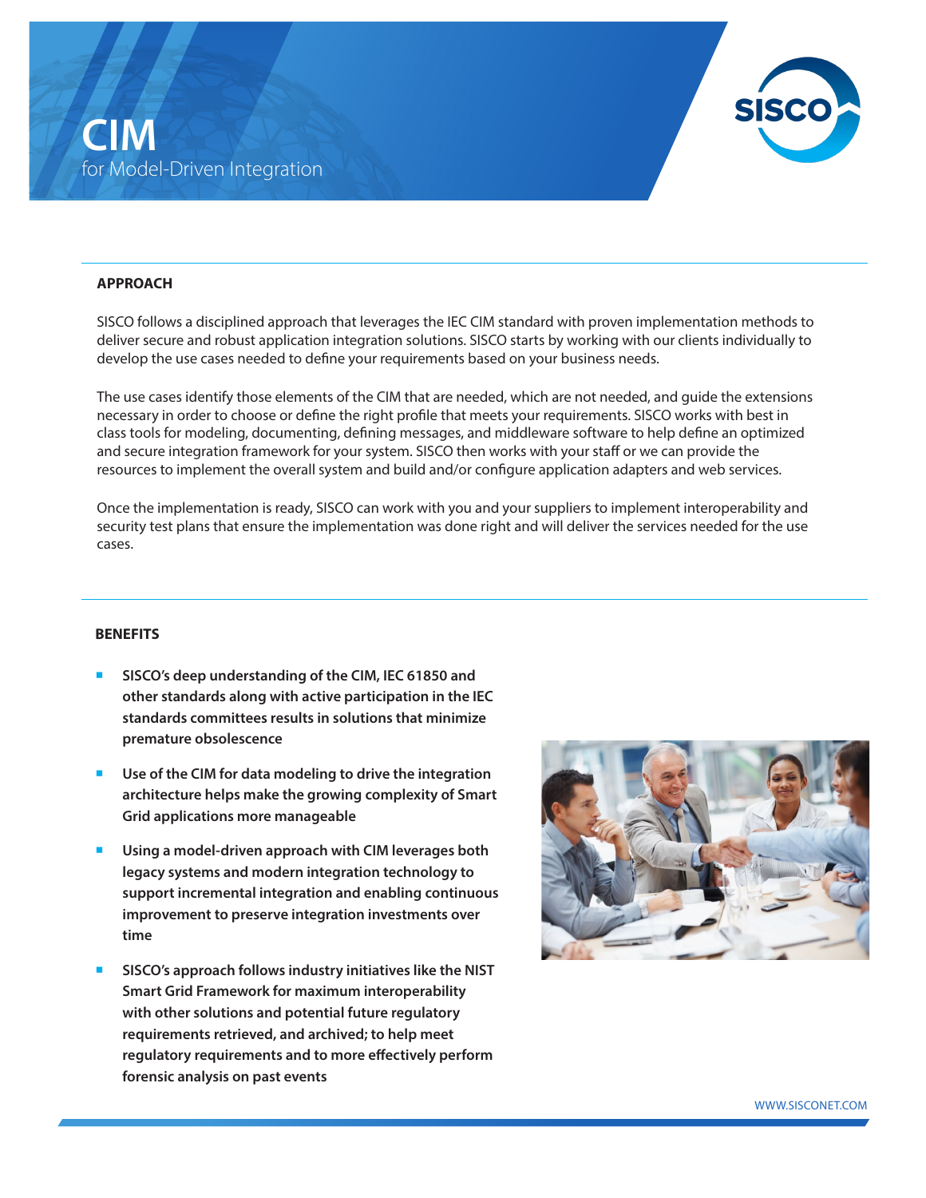# CIM

for Model-Driven Integration

## APPROACH

SISCO follows a disciplined approach that leverages the IEC CIM standard with proven implementation methods to deliver secure and robust application integration solutions. SISCO starts by working with our clients individually to develop the use cases needed to define your requirements based on your business needs.

The use cases identify those elements of the CIM that are needed, which are not needed, and guide the extensions necessary in order to choose or define the right profile that meets your requirements. SISCO works with best in class tools for modeling, documenting, defining messages, and middleware software to help define an optimized and secure integration framework for your system. SISCO then works with your staff or we can provide the resources to implement the overall system and build and/or configure application adapters and web services.

Once the implementation is ready, SISCO can work with you and your suppliers to implement interoperability and security test plans that ensure the implementation was done right and will deliver the services needed for the use cases.

## BENEFITS

- **SISCO's deep understanding of the CIM, IEC 61850 and other standards along with active participation in the IEC standards committees results in solutions that minimize premature obsolescence**
- **Use of the CIM for data modeling to drive the integration architecture helps make the growing complexity of Smart Grid applications more manageable**
- **Using a model-driven approach with CIM leverages both legacy systems and modern integration technology to support incremental integration and enabling continuous improvement to preserve integration investments over time**
- **SISCO's approach follows industry initiatives like the NIST Smart Grid Framework for maximum interoperability with other solutions and potential future regulatory requirements retrieved, and archived; to help meet regulatory requirements and to more effectively perform forensic analysis on past events**

WWW.SISCONET.COM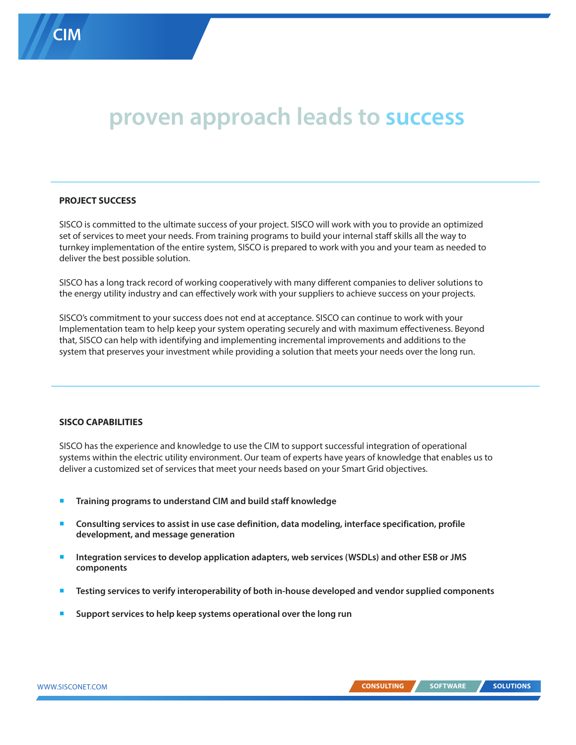# proven approach leads to success

## PROJECT SUCCESS

SISCO is committed to the ultimate success of your project. SISCO will work with you to provide an optimized set of services to meet your needs. From training programs to build your internal staff skills all the way to turnkey implementation of the entire system, SISCO is prepared to work with you and your team as needed to deliver the best possible solution.

SISCO has a long track record of working cooperatively with many different companies to deliver solutions to the energy utility industry and can effectively work with your suppliers to achieve success on your projects.

SISCO's commitment to your success does not end at acceptance. SISCO can continue to work with your Implementation team to help keep your system operating securely and with maximum effectiveness. Beyond that, SISCO can help with identifying and implementing incremental improvements and additions to the system that preserves your investment while providing a solution that meets your needs over the long run.

## SISCO CAPABILITIES

SISCO has the experience and knowledge to use the CIM to support successful integration of operational systems within the electric utility environment. Our team of experts have years of knowledge that enables us to deliver a customized set of services that meet your needs based on your Smart Grid objectives.

- **Training programs to understand CIM and build staff knowledge**
- **Consulting services to assist in use case definition, data modeling, interface specification, profile development, and message generation**
- **Integration services to develop application adapters, web services (WSDLs) and other ESB or JMS components**
- **Testing services to verify interoperability of both in-house developed and vendor supplied components**
- **Support services to help keep systems operational over the long run**